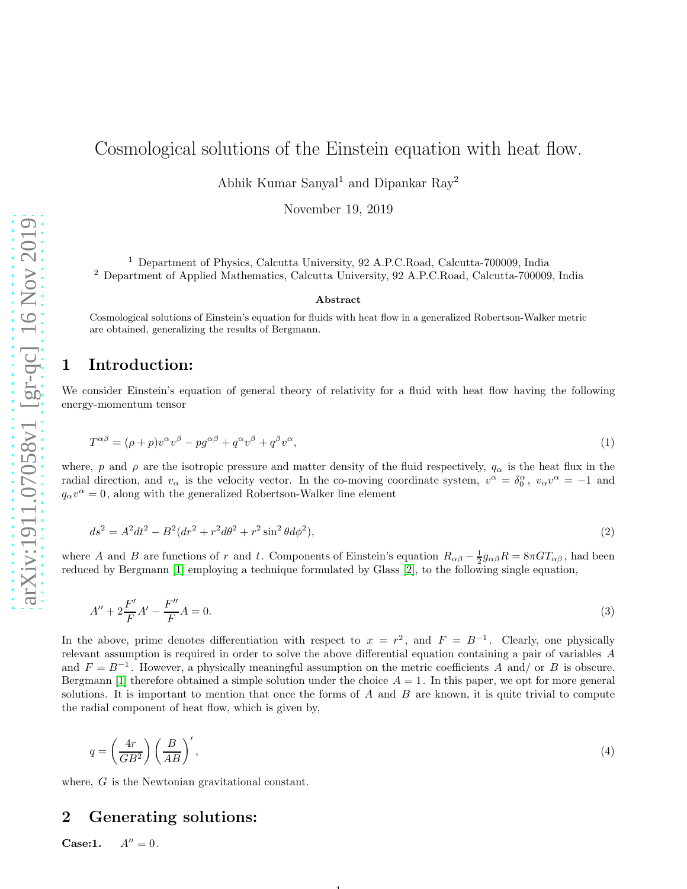# Cosmological solutions of the Einstein equation with heat flow.

Abhik Kumar Sanyal[1] and Dipankar Ray[2]

November 19, 2019

[1] Department of Physics, Calcutta University, 92 A.P.C.Road, Calcutta-700009, India
[2] Department of Applied Mathematics, Calcutta University, 92 A.P.C.Road, Calcutta-700009, India

**Abstract**

Cosmological solutions of Einstein's equation for fluids with heat flow in a generalized Robertson-Walker metric are obtained, generalizing the results of Bergmann.

## 1 Introduction:

We consider Einstein's equation of general theory of relativity for a fluid with heat flow having the following energy-momentum tensor

$$T^{\alpha\beta} = (\rho + p)v^{\alpha}v^{\beta} - pg^{\alpha\beta} + q^{\alpha}v^{\beta} + q^{\beta}v^{\alpha}, \tag{1}$$

where, $p$ and $\rho$ are the isotropic pressure and matter density of the fluid respectively, $q_{\alpha}$ is the heat flux in the radial direction, and $v_{\alpha}$ is the velocity vector. In the co-moving coordinate system, $v^{\alpha} = \delta^{\alpha}_{0}$, $v_{\alpha}v^{\alpha} = -1$ and $q_{\alpha}v^{\alpha} = 0$, along with the generalized Robertson-Walker line element

$$ds^2 = A^2 dt^2 - B^2(dr^2 + r^2 d\theta^2 + r^2 \sin^2\theta d\phi^2), \tag{2}$$

where $A$ and $B$ are functions of $r$ and $t$. Components of Einstein's equation $R_{\alpha\beta} - \frac{1}{2}g_{\alpha\beta}R = 8\pi G T_{\alpha\beta}$, had been reduced by Bergmann [1] employing a technique formulated by Glass [2], to the following single equation,

$$A'' + 2\frac{F'}{F}A' - \frac{F''}{F}A = 0. \tag{3}$$

In the above, prime denotes differentiation with respect to $x = r^2$, and $F = B^{-1}$. Clearly, one physically relevant assumption is required in order to solve the above differential equation containing a pair of variables $A$ and $F = B^{-1}$. However, a physically meaningful assumption on the metric coefficients $A$ and/ or $B$ is obscure. Bergmann [1] therefore obtained a simple solution under the choice $A = 1$. In this paper, we opt for more general solutions. It is important to mention that once the forms of $A$ and $B$ are known, it is quite trivial to compute the radial component of heat flow, which is given by,

$$q = \left(\frac{4r}{GB^2}\right)\left(\frac{B}{AB}\right)', \tag{4}$$

where, $G$ is the Newtonian gravitational constant.

## 2 Generating solutions:

**Case:1.** $A'' = 0$.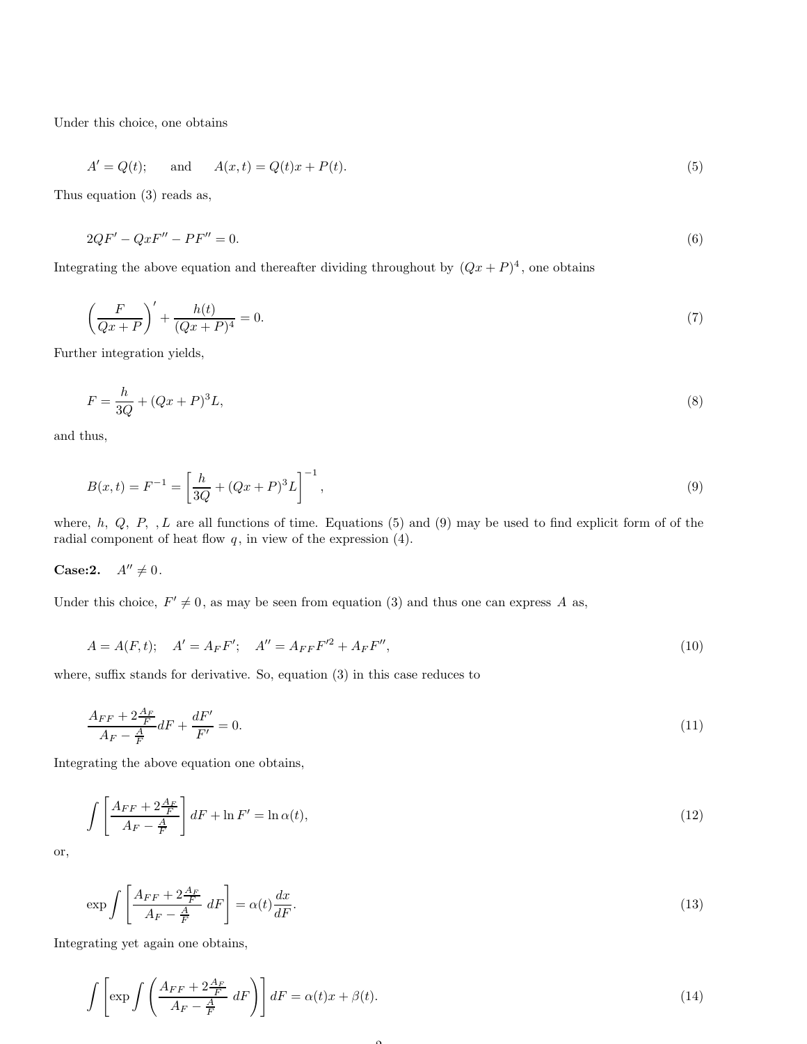Under this choice, one obtains

$$A' = Q(t); \qquad \text{and} \qquad A(x,t) = Q(t)x + P(t). \tag{5}$$

Thus equation (3) reads as,

$$2QF' - QxF'' - PF'' = 0. \tag{6}$$

Integrating the above equation and thereafter dividing throughout by $(Qx+P)^4$, one obtains

$$\left(\frac{F}{Qx+P}\right)' + \frac{h(t)}{(Qx+P)^4} = 0. \tag{7}$$

Further integration yields,

$$F = \frac{h}{3Q} + (Qx+P)^3 L, \tag{8}$$

and thus,

$$B(x,t) = F^{-1} = \left[\frac{h}{3Q} + (Qx+P)^3 L\right]^{-1}, \tag{9}$$

where, $h,\ Q,\ P,\ ,L$ are all functions of time. Equations (5) and (9) may be used to find explicit form of of the radial component of heat flow $q$, in view of the expression (4).

**Case:2.** $A'' \neq 0$.

Under this choice, $F' \neq 0$, as may be seen from equation (3) and thus one can express $A$ as,

$$A = A(F,t); \quad A' = A_F F'; \quad A'' = A_{FF}F'^2 + A_F F'', \tag{10}$$

where, suffix stands for derivative. So, equation (3) in this case reduces to

$$\frac{A_{FF} + 2\frac{A_F}{F}}{A_F - \frac{A}{F}} dF + \frac{dF'}{F'} = 0. \tag{11}$$

Integrating the above equation one obtains,

$$\int \left[\frac{A_{FF} + 2\frac{A_F}{F}}{A_F - \frac{A}{F}}\right] dF + \ln F' = \ln \alpha(t), \tag{12}$$

or,

$$\exp \int \left[\frac{A_{FF} + 2\frac{A_F}{F}}{A_F - \frac{A}{F}}\ dF\right] = \alpha(t)\frac{dx}{dF}. \tag{13}$$

Integrating yet again one obtains,

$$\int \left[\exp \int \left(\frac{A_{FF} + 2\frac{A_F}{F}}{A_F - \frac{A}{F}}\ dF\right)\right] dF = \alpha(t)x + \beta(t). \tag{14}$$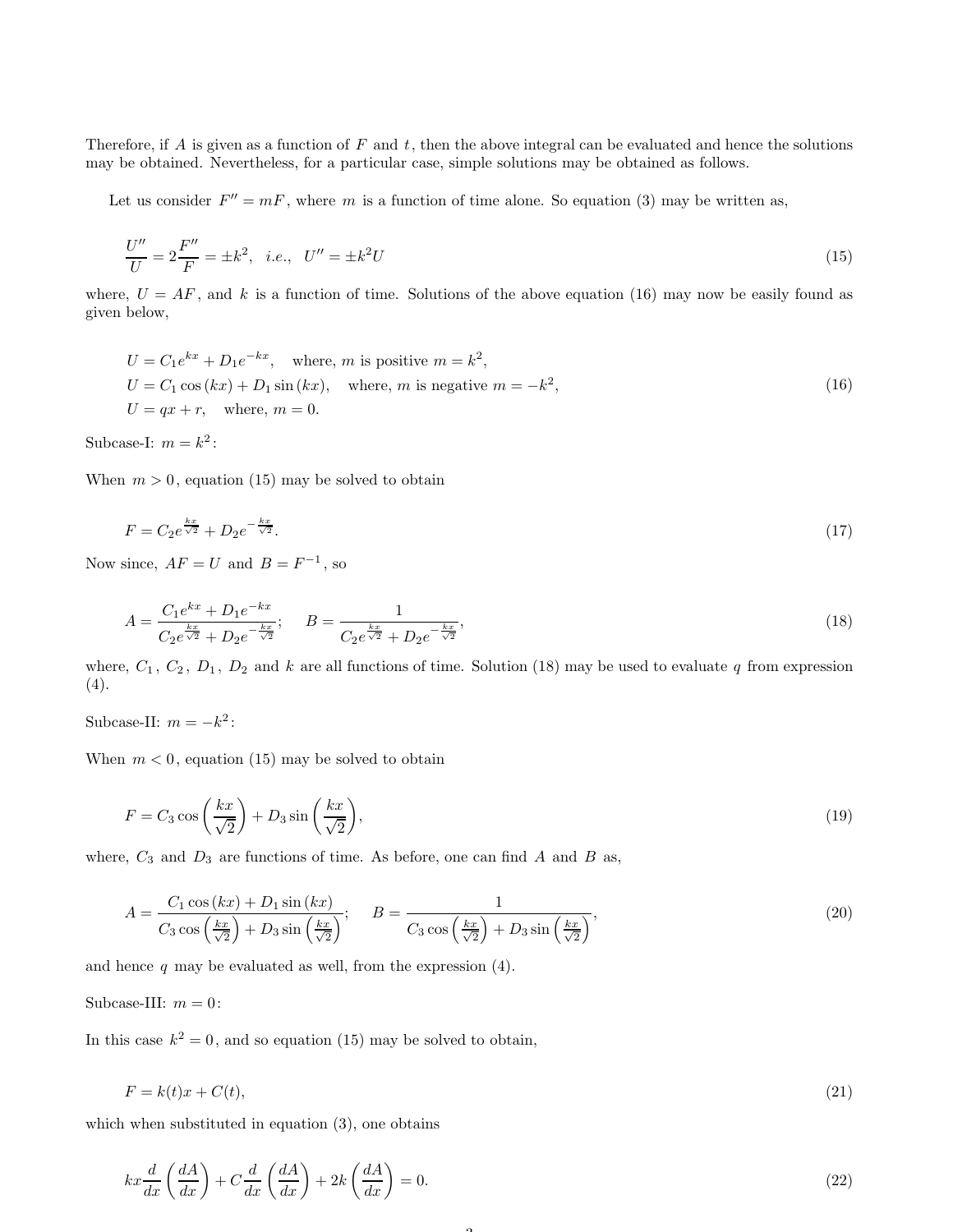Therefore, if $A$ is given as a function of $F$ and $t$, then the above integral can be evaluated and hence the solutions may be obtained. Nevertheless, for a particular case, simple solutions may be obtained as follows.

Let us consider $F'' = mF$, where $m$ is a function of time alone. So equation (3) may be written as,

$$\frac{U''}{U} = 2\frac{F''}{F} = \pm k^2, \quad i.e., \quad U'' = \pm k^2 U \tag{15}$$

where, $U = AF$, and $k$ is a function of time. Solutions of the above equation (16) may now be easily found as given below,

$$\begin{aligned}
&U = C_1 e^{kx} + D_1 e^{-kx}, \quad \text{where, } m \text{ is positive } m = k^2,\\
&U = C_1 \cos(kx) + D_1 \sin(kx), \quad \text{where, } m \text{ is negative } m = -k^2,\\
&U = qx + r, \quad \text{where, } m = 0.
\end{aligned} \tag{16}$$

Subcase-I: $m = k^2$:

When $m > 0$, equation (15) may be solved to obtain

$$F = C_2 e^{\frac{kx}{\sqrt{2}}} + D_2 e^{-\frac{kx}{\sqrt{2}}}. \tag{17}$$

Now since, $AF = U$ and $B = F^{-1}$, so

$$A = \frac{C_1 e^{kx} + D_1 e^{-kx}}{C_2 e^{\frac{kx}{\sqrt{2}}} + D_2 e^{-\frac{kx}{\sqrt{2}}}}; \quad B = \frac{1}{C_2 e^{\frac{kx}{\sqrt{2}}} + D_2 e^{-\frac{kx}{\sqrt{2}}}}, \tag{18}$$

where, $C_1$, $C_2$, $D_1$, $D_2$ and $k$ are all functions of time. Solution (18) may be used to evaluate $q$ from expression (4).

Subcase-II: $m = -k^2$:

When $m < 0$, equation (15) may be solved to obtain

$$F = C_3 \cos\left(\frac{kx}{\sqrt{2}}\right) + D_3 \sin\left(\frac{kx}{\sqrt{2}}\right), \tag{19}$$

where, $C_3$ and $D_3$ are functions of time. As before, one can find $A$ and $B$ as,

$$A = \frac{C_1 \cos(kx) + D_1 \sin(kx)}{C_3 \cos\left(\frac{kx}{\sqrt{2}}\right) + D_3 \sin\left(\frac{kx}{\sqrt{2}}\right)}; \quad B = \frac{1}{C_3 \cos\left(\frac{kx}{\sqrt{2}}\right) + D_3 \sin\left(\frac{kx}{\sqrt{2}}\right)}, \tag{20}$$

and hence $q$ may be evaluated as well, from the expression (4).

Subcase-III: $m = 0$:

In this case $k^2 = 0$, and so equation (15) may be solved to obtain,

$$F = k(t)x + C(t), \tag{21}$$

which when substituted in equation (3), one obtains

$$kx\frac{d}{dx}\left(\frac{dA}{dx}\right) + C\frac{d}{dx}\left(\frac{dA}{dx}\right) + 2k\left(\frac{dA}{dx}\right) = 0. \tag{22}$$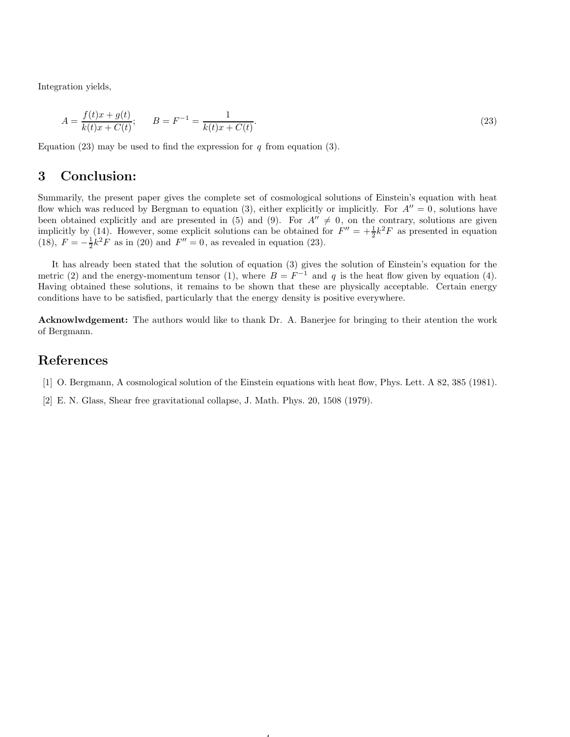Integration yields,

$$A = \frac{f(t)x + g(t)}{k(t)x + C(t)}; \qquad B = F^{-1} = \frac{1}{k(t)x + C(t)}. \tag{23}$$

Equation (23) may be used to find the expression for $q$ from equation (3).

## 3 Conclusion:

Summarily, the present paper gives the complete set of cosmological solutions of Einstein's equation with heat flow which was reduced by Bergman to equation (3), either explicitly or implicitly. For $A'' = 0$, solutions have been obtained explicitly and are presented in (5) and (9). For $A'' \neq 0$, on the contrary, solutions are given implicitly by (14). However, some explicit solutions can be obtained for $F'' = +\frac{1}{2}k^2 F$ as presented in equation (18), $F = -\frac{1}{2}k^2 F$ as in (20) and $F'' = 0$, as revealed in equation (23).

It has already been stated that the solution of equation (3) gives the solution of Einstein's equation for the metric (2) and the energy-momentum tensor (1), where $B = F^{-1}$ and $q$ is the heat flow given by equation (4). Having obtained these solutions, it remains to be shown that these are physically acceptable. Certain energy conditions have to be satisfied, particularly that the energy density is positive everywhere.

**Acknowlwdgement:** The authors would like to thank Dr. A. Banerjee for bringing to their atention the work of Bergmann.

## References

[1] O. Bergmann, A cosmological solution of the Einstein equations with heat flow, Phys. Lett. A 82, 385 (1981).

[2] E. N. Glass, Shear free gravitational collapse, J. Math. Phys. 20, 1508 (1979).